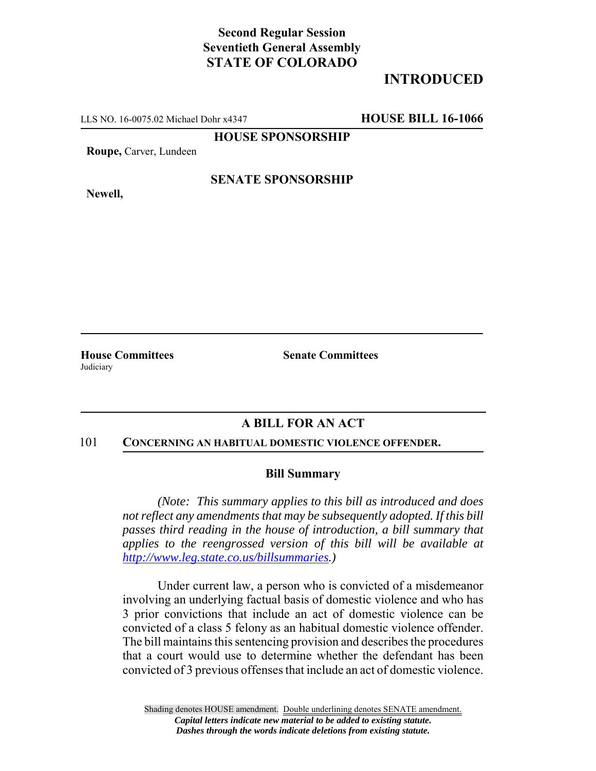**Second Regular Session**
**Seventieth General Assembly**
**STATE OF COLORADO**

# INTRODUCTED

LLS NO. 16-0075.02 Michael Dohr x4347 **HOUSE BILL 16-1066**

**HOUSE SPONSORSHIP**

**Roupe,** Carver, Lundeen

**SENATE SPONSORSHIP**

**Newell,**

**House Committees**
Judiciary

**Senate Committees**

## A BILL FOR AN ACT

101 **CONCERNING AN HABITUAL DOMESTIC VIOLENCE OFFENDER.**

### Bill Summary

*(Note: This summary applies to this bill as introduced and does not reflect any amendments that may be subsequently adopted. If this bill passes third reading in the house of introduction, a bill summary that applies to the reengrossed version of this bill will be available at http://www.leg.state.co.us/billsummaries.)*

Under current law, a person who is convicted of a misdemeanor involving an underlying factual basis of domestic violence and who has 3 prior convictions that include an act of domestic violence can be convicted of a class 5 felony as an habitual domestic violence offender. The bill maintains this sentencing provision and describes the procedures that a court would use to determine whether the defendant has been convicted of 3 previous offenses that include an act of domestic violence.

Shading denotes HOUSE amendment. Double underlining denotes SENATE amendment.
*Capital letters indicate new material to be added to existing statute.*
*Dashes through the words indicate deletions from existing statute.*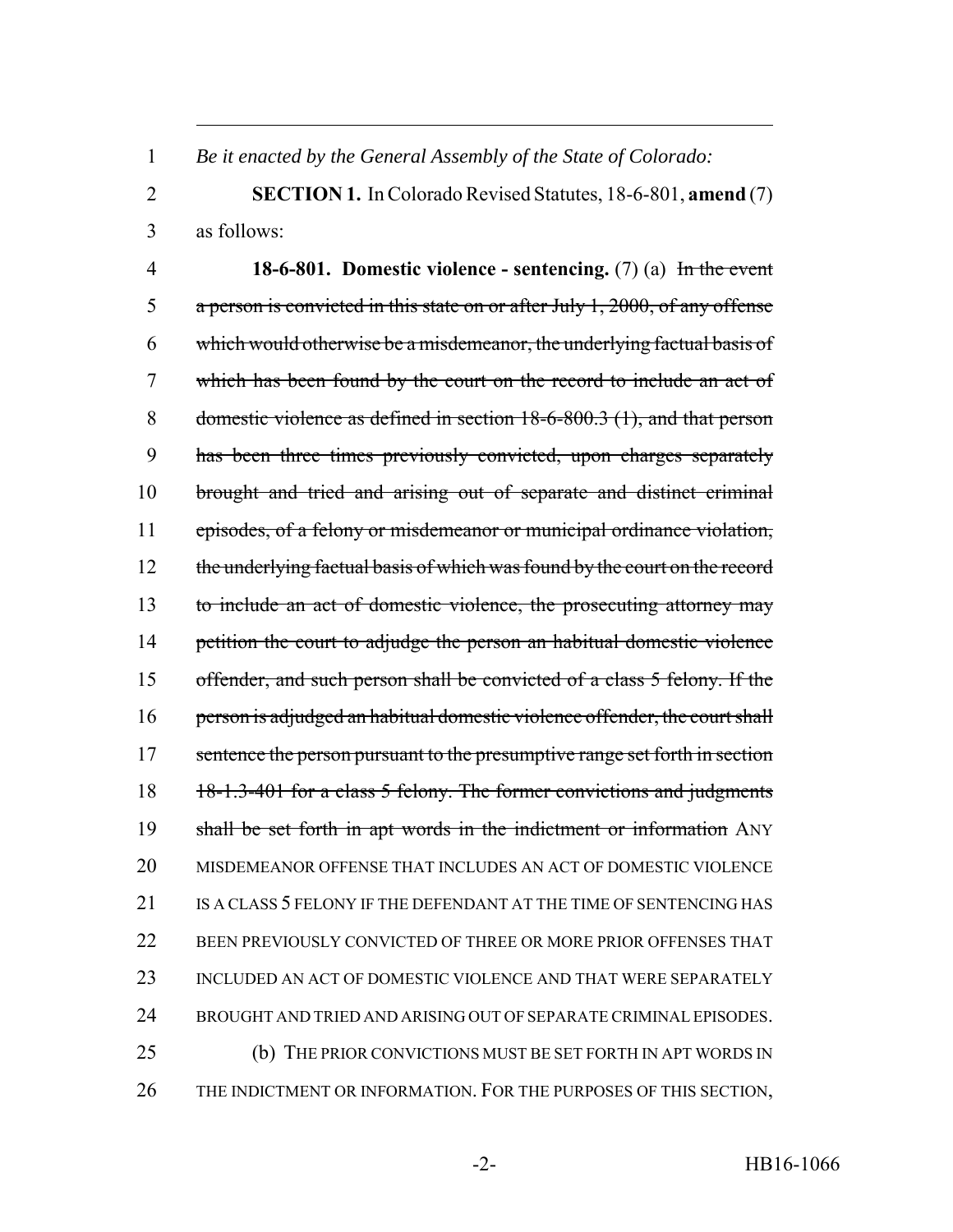*Be it enacted by the General Assembly of the State of Colorado:*

**SECTION 1.** In Colorado Revised Statutes, 18-6-801, **amend** (7) as follows:

**18-6-801. Domestic violence - sentencing.** (7) (a) ~~In the event a person is convicted in this state on or after July 1, 2000, of any offense which would otherwise be a misdemeanor, the underlying factual basis of which has been found by the court on the record to include an act of domestic violence as defined in section 18-6-800.3 (1), and that person has been three times previously convicted, upon charges separately brought and tried and arising out of separate and distinct criminal episodes, of a felony or misdemeanor or municipal ordinance violation, the underlying factual basis of which was found by the court on the record to include an act of domestic violence, the prosecuting attorney may petition the court to adjudge the person an habitual domestic violence offender, and such person shall be convicted of a class 5 felony. If the person is adjudged an habitual domestic violence offender, the court shall sentence the person pursuant to the presumptive range set forth in section 18-1.3-401 for a class 5 felony. The former convictions and judgments shall be set forth in apt words in the indictment or information~~ ANY MISDEMEANOR OFFENSE THAT INCLUDES AN ACT OF DOMESTIC VIOLENCE IS A CLASS 5 FELONY IF THE DEFENDANT AT THE TIME OF SENTENCING HAS BEEN PREVIOUSLY CONVICTED OF THREE OR MORE PRIOR OFFENSES THAT INCLUDED AN ACT OF DOMESTIC VIOLENCE AND THAT WERE SEPARATELY BROUGHT AND TRIED AND ARISING OUT OF SEPARATE CRIMINAL EPISODES.

(b) THE PRIOR CONVICTIONS MUST BE SET FORTH IN APT WORDS IN THE INDICTMENT OR INFORMATION. FOR THE PURPOSES OF THIS SECTION,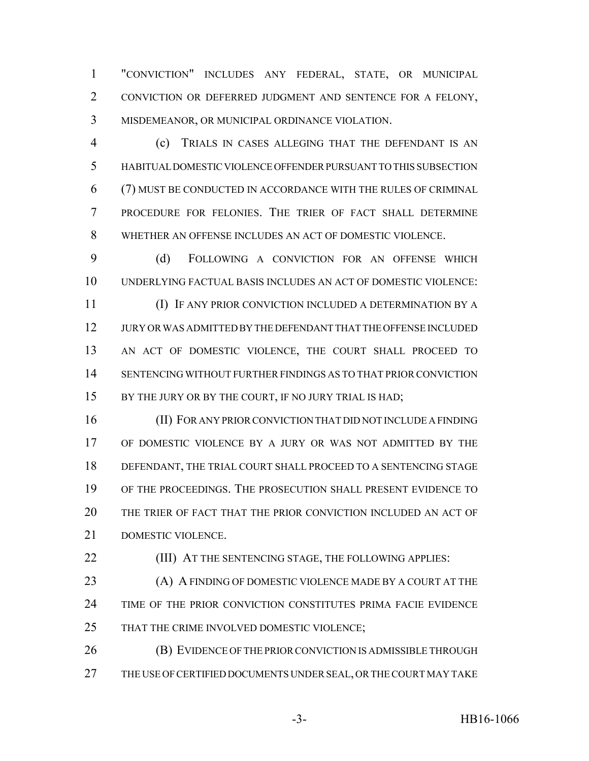"CONVICTION" INCLUDES ANY FEDERAL, STATE, OR MUNICIPAL CONVICTION OR DEFERRED JUDGMENT AND SENTENCE FOR A FELONY, MISDEMEANOR, OR MUNICIPAL ORDINANCE VIOLATION.

(c) TRIALS IN CASES ALLEGING THAT THE DEFENDANT IS AN HABITUAL DOMESTIC VIOLENCE OFFENDER PURSUANT TO THIS SUBSECTION (7) MUST BE CONDUCTED IN ACCORDANCE WITH THE RULES OF CRIMINAL PROCEDURE FOR FELONIES. THE TRIER OF FACT SHALL DETERMINE WHETHER AN OFFENSE INCLUDES AN ACT OF DOMESTIC VIOLENCE.

(d) FOLLOWING A CONVICTION FOR AN OFFENSE WHICH UNDERLYING FACTUAL BASIS INCLUDES AN ACT OF DOMESTIC VIOLENCE:

(I) IF ANY PRIOR CONVICTION INCLUDED A DETERMINATION BY A JURY OR WAS ADMITTED BY THE DEFENDANT THAT THE OFFENSE INCLUDED AN ACT OF DOMESTIC VIOLENCE, THE COURT SHALL PROCEED TO SENTENCING WITHOUT FURTHER FINDINGS AS TO THAT PRIOR CONVICTION BY THE JURY OR BY THE COURT, IF NO JURY TRIAL IS HAD;

(II) FOR ANY PRIOR CONVICTION THAT DID NOT INCLUDE A FINDING OF DOMESTIC VIOLENCE BY A JURY OR WAS NOT ADMITTED BY THE DEFENDANT, THE TRIAL COURT SHALL PROCEED TO A SENTENCING STAGE OF THE PROCEEDINGS. THE PROSECUTION SHALL PRESENT EVIDENCE TO THE TRIER OF FACT THAT THE PRIOR CONVICTION INCLUDED AN ACT OF DOMESTIC VIOLENCE.

(III) AT THE SENTENCING STAGE, THE FOLLOWING APPLIES:

(A) A FINDING OF DOMESTIC VIOLENCE MADE BY A COURT AT THE TIME OF THE PRIOR CONVICTION CONSTITUTES PRIMA FACIE EVIDENCE THAT THE CRIME INVOLVED DOMESTIC VIOLENCE;

(B) EVIDENCE OF THE PRIOR CONVICTION IS ADMISSIBLE THROUGH THE USE OF CERTIFIED DOCUMENTS UNDER SEAL, OR THE COURT MAY TAKE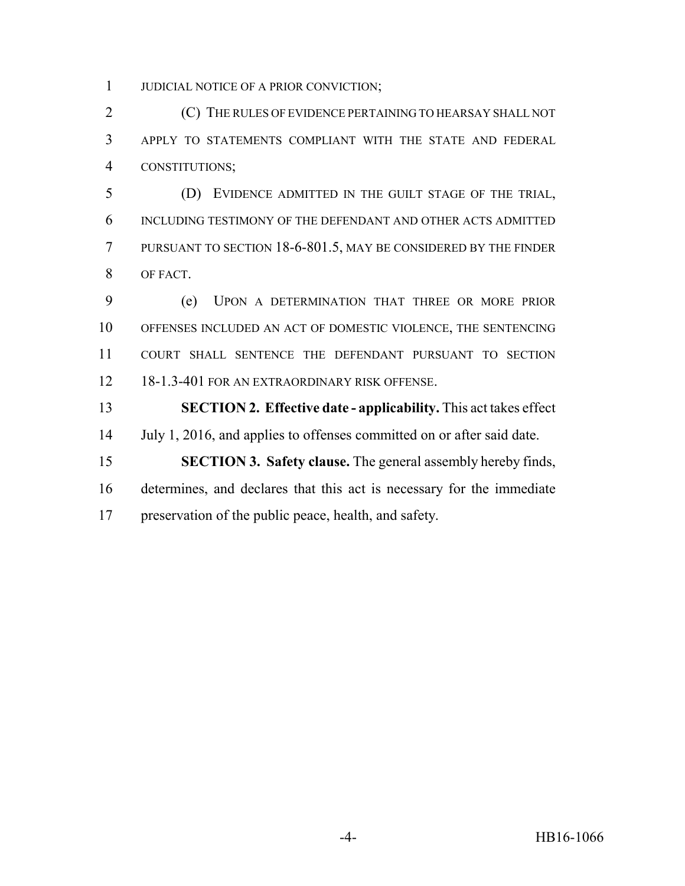JUDICIAL NOTICE OF A PRIOR CONVICTION;

(C) THE RULES OF EVIDENCE PERTAINING TO HEARSAY SHALL NOT APPLY TO STATEMENTS COMPLIANT WITH THE STATE AND FEDERAL CONSTITUTIONS;

(D) EVIDENCE ADMITTED IN THE GUILT STAGE OF THE TRIAL, INCLUDING TESTIMONY OF THE DEFENDANT AND OTHER ACTS ADMITTED PURSUANT TO SECTION 18-6-801.5, MAY BE CONSIDERED BY THE FINDER OF FACT.

(e) UPON A DETERMINATION THAT THREE OR MORE PRIOR OFFENSES INCLUDED AN ACT OF DOMESTIC VIOLENCE, THE SENTENCING COURT SHALL SENTENCE THE DEFENDANT PURSUANT TO SECTION 18-1.3-401 FOR AN EXTRAORDINARY RISK OFFENSE.

**SECTION 2. Effective date - applicability.** This act takes effect July 1, 2016, and applies to offenses committed on or after said date.

**SECTION 3. Safety clause.** The general assembly hereby finds, determines, and declares that this act is necessary for the immediate preservation of the public peace, health, and safety.